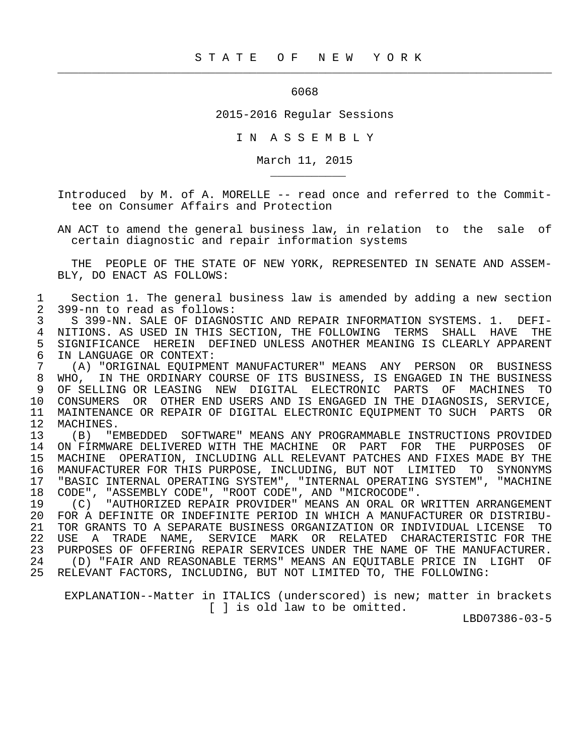S T A T E O F N E W Y O R K

6068

2015-2016 Regular Sessions

I N A S S E M B L Y

March 11, 2015

Introduced by M. of A. MORELLE -- read once and referred to the Committee on Consumer Affairs and Protection

AN ACT to amend the general business law, in relation to the sale of certain diagnostic and repair information systems

THE PEOPLE OF THE STATE OF NEW YORK, REPRESENTED IN SENATE AND ASSEMBLY, DO ENACT AS FOLLOWS:

Section 1. The general business law is amended by adding a new section 399-nn to read as follows:

S 399-NN. SALE OF DIAGNOSTIC AND REPAIR INFORMATION SYSTEMS. 1. DEFINITIONS. AS USED IN THIS SECTION, THE FOLLOWING TERMS SHALL HAVE THE SIGNIFICANCE HEREIN DEFINED UNLESS ANOTHER MEANING IS CLEARLY APPARENT IN LANGUAGE OR CONTEXT:

(A) "ORIGINAL EQUIPMENT MANUFACTURER" MEANS ANY PERSON OR BUSINESS WHO, IN THE ORDINARY COURSE OF ITS BUSINESS, IS ENGAGED IN THE BUSINESS OF SELLING OR LEASING NEW DIGITAL ELECTRONIC PARTS OF MACHINES TO CONSUMERS OR OTHER END USERS AND IS ENGAGED IN THE DIAGNOSIS, SERVICE, MAINTENANCE OR REPAIR OF DIGITAL ELECTRONIC EQUIPMENT TO SUCH PARTS OR MACHINES.

(B) "EMBEDDED SOFTWARE" MEANS ANY PROGRAMMABLE INSTRUCTIONS PROVIDED ON FIRMWARE DELIVERED WITH THE MACHINE OR PART FOR THE PURPOSES OF MACHINE OPERATION, INCLUDING ALL RELEVANT PATCHES AND FIXES MADE BY THE MANUFACTURER FOR THIS PURPOSE, INCLUDING, BUT NOT LIMITED TO SYNONYMS "BASIC INTERNAL OPERATING SYSTEM", "INTERNAL OPERATING SYSTEM", "MACHINE CODE", "ASSEMBLY CODE", "ROOT CODE", AND "MICROCODE".

(C) "AUTHORIZED REPAIR PROVIDER" MEANS AN ORAL OR WRITTEN ARRANGEMENT FOR A DEFINITE OR INDEFINITE PERIOD IN WHICH A MANUFACTURER OR DISTRIBUTOR GRANTS TO A SEPARATE BUSINESS ORGANIZATION OR INDIVIDUAL LICENSE TO USE A TRADE NAME, SERVICE MARK OR RELATED CHARACTERISTIC FOR THE PURPOSES OF OFFERING REPAIR SERVICES UNDER THE NAME OF THE MANUFACTURER.

(D) "FAIR AND REASONABLE TERMS" MEANS AN EQUITABLE PRICE IN LIGHT OF RELEVANT FACTORS, INCLUDING, BUT NOT LIMITED TO, THE FOLLOWING:

EXPLANATION--Matter in ITALICS (underscored) is new; matter in brackets [ ] is old law to be omitted.

LBD07386-03-5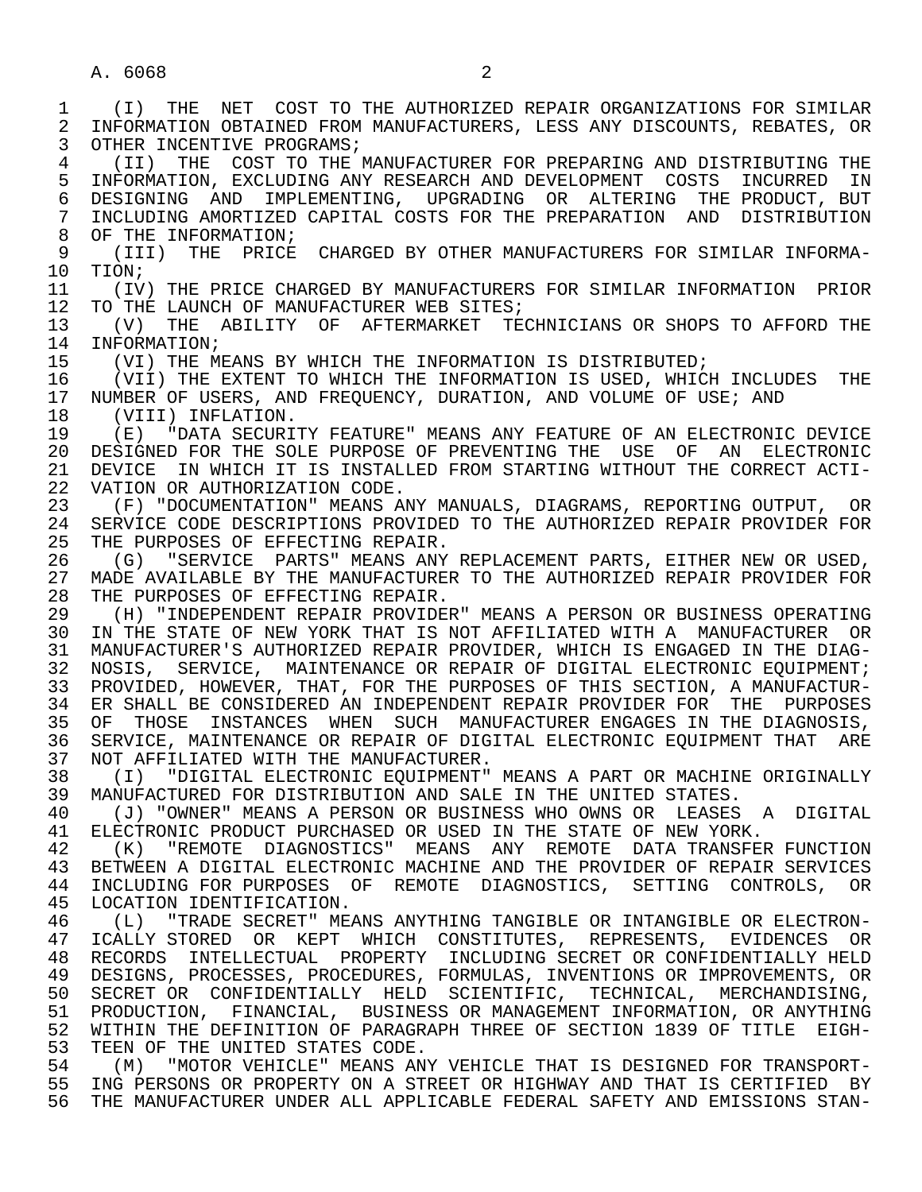(I) THE NET COST TO THE AUTHORIZED REPAIR ORGANIZATIONS FOR SIMILAR INFORMATION OBTAINED FROM MANUFACTURERS, LESS ANY DISCOUNTS, REBATES, OR OTHER INCENTIVE PROGRAMS;

(II) THE COST TO THE MANUFACTURER FOR PREPARING AND DISTRIBUTING THE INFORMATION, EXCLUDING ANY RESEARCH AND DEVELOPMENT COSTS INCURRED IN DESIGNING AND IMPLEMENTING, UPGRADING OR ALTERING THE PRODUCT, BUT INCLUDING AMORTIZED CAPITAL COSTS FOR THE PREPARATION AND DISTRIBUTION OF THE INFORMATION;

(III) THE PRICE CHARGED BY OTHER MANUFACTURERS FOR SIMILAR INFORMATION;

(IV) THE PRICE CHARGED BY MANUFACTURERS FOR SIMILAR INFORMATION PRIOR TO THE LAUNCH OF MANUFACTURER WEB SITES;

(V) THE ABILITY OF AFTERMARKET TECHNICIANS OR SHOPS TO AFFORD THE INFORMATION;

(VI) THE MEANS BY WHICH THE INFORMATION IS DISTRIBUTED;

(VII) THE EXTENT TO WHICH THE INFORMATION IS USED, WHICH INCLUDES THE NUMBER OF USERS, AND FREQUENCY, DURATION, AND VOLUME OF USE; AND

(VIII) INFLATION.

(E) "DATA SECURITY FEATURE" MEANS ANY FEATURE OF AN ELECTRONIC DEVICE DESIGNED FOR THE SOLE PURPOSE OF PREVENTING THE USE OF AN ELECTRONIC DEVICE IN WHICH IT IS INSTALLED FROM STARTING WITHOUT THE CORRECT ACTIVATION OR AUTHORIZATION CODE.

(F) "DOCUMENTATION" MEANS ANY MANUALS, DIAGRAMS, REPORTING OUTPUT, OR SERVICE CODE DESCRIPTIONS PROVIDED TO THE AUTHORIZED REPAIR PROVIDER FOR THE PURPOSES OF EFFECTING REPAIR.

(G) "SERVICE PARTS" MEANS ANY REPLACEMENT PARTS, EITHER NEW OR USED, MADE AVAILABLE BY THE MANUFACTURER TO THE AUTHORIZED REPAIR PROVIDER FOR THE PURPOSES OF EFFECTING REPAIR.

(H) "INDEPENDENT REPAIR PROVIDER" MEANS A PERSON OR BUSINESS OPERATING IN THE STATE OF NEW YORK THAT IS NOT AFFILIATED WITH A MANUFACTURER OR MANUFACTURER'S AUTHORIZED REPAIR PROVIDER, WHICH IS ENGAGED IN THE DIAGNOSIS, SERVICE, MAINTENANCE OR REPAIR OF DIGITAL ELECTRONIC EQUIPMENT; PROVIDED, HOWEVER, THAT, FOR THE PURPOSES OF THIS SECTION, A MANUFACTURER SHALL BE CONSIDERED AN INDEPENDENT REPAIR PROVIDER FOR THE PURPOSES OF THOSE INSTANCES WHEN SUCH MANUFACTURER ENGAGES IN THE DIAGNOSIS, SERVICE, MAINTENANCE OR REPAIR OF DIGITAL ELECTRONIC EQUIPMENT THAT ARE NOT AFFILIATED WITH THE MANUFACTURER.

(I) "DIGITAL ELECTRONIC EQUIPMENT" MEANS A PART OR MACHINE ORIGINALLY MANUFACTURED FOR DISTRIBUTION AND SALE IN THE UNITED STATES.

(J) "OWNER" MEANS A PERSON OR BUSINESS WHO OWNS OR LEASES A DIGITAL ELECTRONIC PRODUCT PURCHASED OR USED IN THE STATE OF NEW YORK.

(K) "REMOTE DIAGNOSTICS" MEANS ANY REMOTE DATA TRANSFER FUNCTION BETWEEN A DIGITAL ELECTRONIC MACHINE AND THE PROVIDER OF REPAIR SERVICES INCLUDING FOR PURPOSES OF REMOTE DIAGNOSTICS, SETTING CONTROLS, OR LOCATION IDENTIFICATION.

(L) "TRADE SECRET" MEANS ANYTHING TANGIBLE OR INTANGIBLE OR ELECTRONICALLY STORED OR KEPT WHICH CONSTITUTES, REPRESENTS, EVIDENCES OR RECORDS INTELLECTUAL PROPERTY INCLUDING SECRET OR CONFIDENTIALLY HELD DESIGNS, PROCESSES, PROCEDURES, FORMULAS, INVENTIONS OR IMPROVEMENTS, OR SECRET OR CONFIDENTIALLY HELD SCIENTIFIC, TECHNICAL, MERCHANDISING, PRODUCTION, FINANCIAL, BUSINESS OR MANAGEMENT INFORMATION, OR ANYTHING WITHIN THE DEFINITION OF PARAGRAPH THREE OF SECTION 1839 OF TITLE EIGHTEEN OF THE UNITED STATES CODE.

(M) "MOTOR VEHICLE" MEANS ANY VEHICLE THAT IS DESIGNED FOR TRANSPORTING PERSONS OR PROPERTY ON A STREET OR HIGHWAY AND THAT IS CERTIFIED BY THE MANUFACTURER UNDER ALL APPLICABLE FEDERAL SAFETY AND EMISSIONS STAN-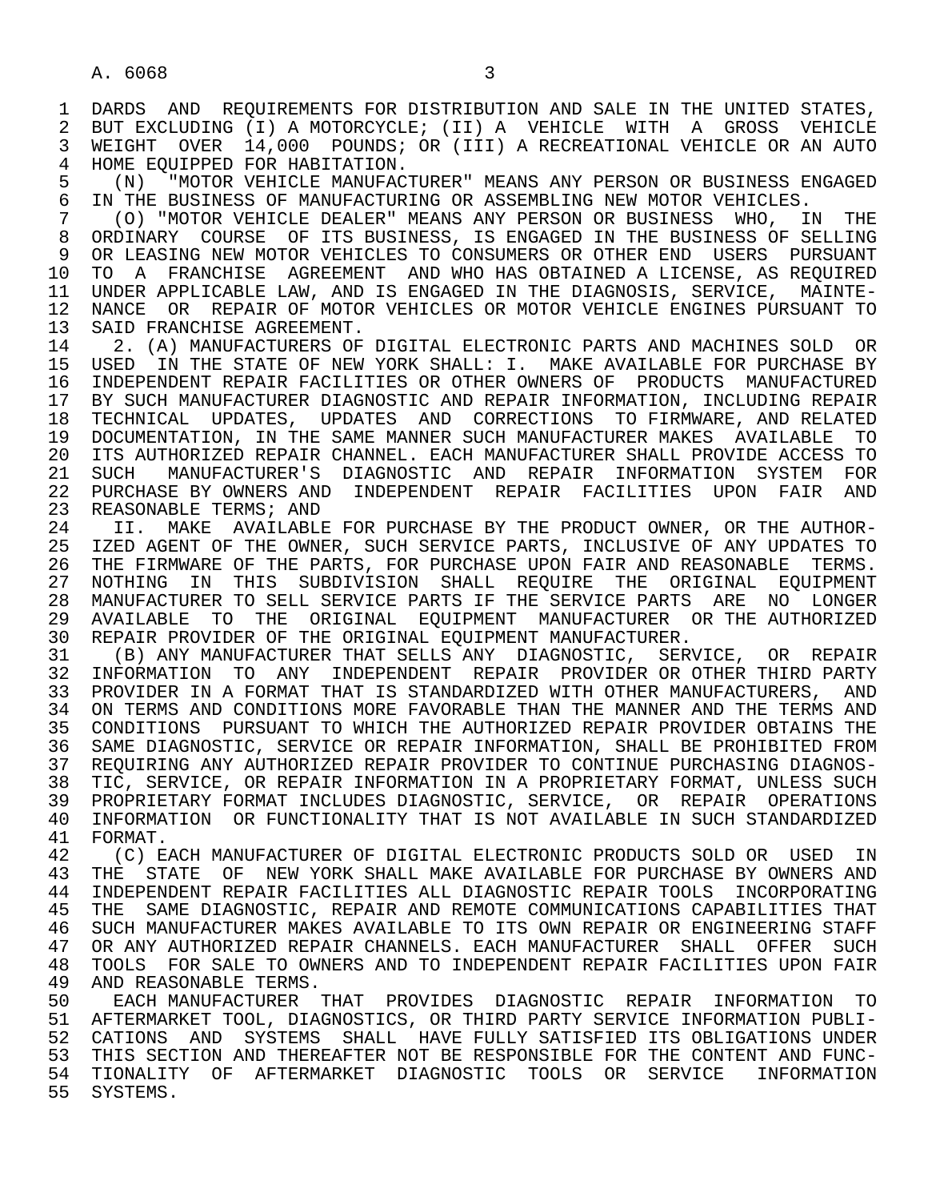DARDS AND REQUIREMENTS FOR DISTRIBUTION AND SALE IN THE UNITED STATES, BUT EXCLUDING (I) A MOTORCYCLE; (II) A VEHICLE WITH A GROSS VEHICLE WEIGHT OVER 14,000 POUNDS; OR (III) A RECREATIONAL VEHICLE OR AN AUTO HOME EQUIPPED FOR HABITATION.

(N) "MOTOR VEHICLE MANUFACTURER" MEANS ANY PERSON OR BUSINESS ENGAGED IN THE BUSINESS OF MANUFACTURING OR ASSEMBLING NEW MOTOR VEHICLES.

(O) "MOTOR VEHICLE DEALER" MEANS ANY PERSON OR BUSINESS WHO, IN THE ORDINARY COURSE OF ITS BUSINESS, IS ENGAGED IN THE BUSINESS OF SELLING OR LEASING NEW MOTOR VEHICLES TO CONSUMERS OR OTHER END USERS PURSUANT TO A FRANCHISE AGREEMENT AND WHO HAS OBTAINED A LICENSE, AS REQUIRED UNDER APPLICABLE LAW, AND IS ENGAGED IN THE DIAGNOSIS, SERVICE, MAINTENANCE OR REPAIR OF MOTOR VEHICLES OR MOTOR VEHICLE ENGINES PURSUANT TO SAID FRANCHISE AGREEMENT.

2. (A) MANUFACTURERS OF DIGITAL ELECTRONIC PARTS AND MACHINES SOLD OR USED IN THE STATE OF NEW YORK SHALL: I. MAKE AVAILABLE FOR PURCHASE BY INDEPENDENT REPAIR FACILITIES OR OTHER OWNERS OF PRODUCTS MANUFACTURED BY SUCH MANUFACTURER DIAGNOSTIC AND REPAIR INFORMATION, INCLUDING REPAIR TECHNICAL UPDATES, UPDATES AND CORRECTIONS TO FIRMWARE, AND RELATED DOCUMENTATION, IN THE SAME MANNER SUCH MANUFACTURER MAKES AVAILABLE TO ITS AUTHORIZED REPAIR CHANNEL. EACH MANUFACTURER SHALL PROVIDE ACCESS TO SUCH MANUFACTURER'S DIAGNOSTIC AND REPAIR INFORMATION SYSTEM FOR PURCHASE BY OWNERS AND INDEPENDENT REPAIR FACILITIES UPON FAIR AND REASONABLE TERMS; AND

II. MAKE AVAILABLE FOR PURCHASE BY THE PRODUCT OWNER, OR THE AUTHORIZED AGENT OF THE OWNER, SUCH SERVICE PARTS, INCLUSIVE OF ANY UPDATES TO THE FIRMWARE OF THE PARTS, FOR PURCHASE UPON FAIR AND REASONABLE TERMS. NOTHING IN THIS SUBDIVISION SHALL REQUIRE THE ORIGINAL EQUIPMENT MANUFACTURER TO SELL SERVICE PARTS IF THE SERVICE PARTS ARE NO LONGER AVAILABLE TO THE ORIGINAL EQUIPMENT MANUFACTURER OR THE AUTHORIZED REPAIR PROVIDER OF THE ORIGINAL EQUIPMENT MANUFACTURER.

(B) ANY MANUFACTURER THAT SELLS ANY DIAGNOSTIC, SERVICE, OR REPAIR INFORMATION TO ANY INDEPENDENT REPAIR PROVIDER OR OTHER THIRD PARTY PROVIDER IN A FORMAT THAT IS STANDARDIZED WITH OTHER MANUFACTURERS, AND ON TERMS AND CONDITIONS MORE FAVORABLE THAN THE MANNER AND THE TERMS AND CONDITIONS PURSUANT TO WHICH THE AUTHORIZED REPAIR PROVIDER OBTAINS THE SAME DIAGNOSTIC, SERVICE OR REPAIR INFORMATION, SHALL BE PROHIBITED FROM REQUIRING ANY AUTHORIZED REPAIR PROVIDER TO CONTINUE PURCHASING DIAGNOSTIC, SERVICE, OR REPAIR INFORMATION IN A PROPRIETARY FORMAT, UNLESS SUCH PROPRIETARY FORMAT INCLUDES DIAGNOSTIC, SERVICE, OR REPAIR OPERATIONS INFORMATION OR FUNCTIONALITY THAT IS NOT AVAILABLE IN SUCH STANDARDIZED FORMAT.

(C) EACH MANUFACTURER OF DIGITAL ELECTRONIC PRODUCTS SOLD OR USED IN THE STATE OF NEW YORK SHALL MAKE AVAILABLE FOR PURCHASE BY OWNERS AND INDEPENDENT REPAIR FACILITIES ALL DIAGNOSTIC REPAIR TOOLS INCORPORATING THE SAME DIAGNOSTIC, REPAIR AND REMOTE COMMUNICATIONS CAPABILITIES THAT SUCH MANUFACTURER MAKES AVAILABLE TO ITS OWN REPAIR OR ENGINEERING STAFF OR ANY AUTHORIZED REPAIR CHANNELS. EACH MANUFACTURER SHALL OFFER SUCH TOOLS FOR SALE TO OWNERS AND TO INDEPENDENT REPAIR FACILITIES UPON FAIR AND REASONABLE TERMS.

EACH MANUFACTURER THAT PROVIDES DIAGNOSTIC REPAIR INFORMATION TO AFTERMARKET TOOL, DIAGNOSTICS, OR THIRD PARTY SERVICE INFORMATION PUBLICATIONS AND SYSTEMS SHALL HAVE FULLY SATISFIED ITS OBLIGATIONS UNDER THIS SECTION AND THEREAFTER NOT BE RESPONSIBLE FOR THE CONTENT AND FUNCTIONALITY OF AFTERMARKET DIAGNOSTIC TOOLS OR SERVICE INFORMATION SYSTEMS.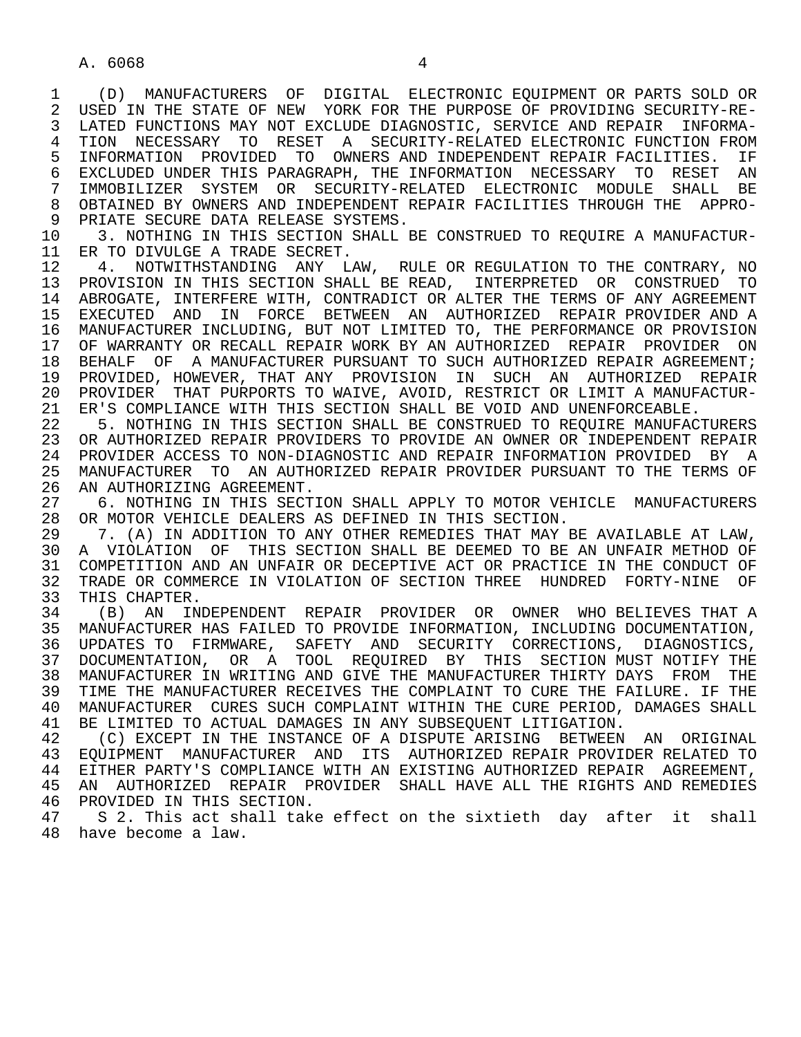(D) MANUFACTURERS OF DIGITAL ELECTRONIC EQUIPMENT OR PARTS SOLD OR USED IN THE STATE OF NEW YORK FOR THE PURPOSE OF PROVIDING SECURITY-RELATED FUNCTIONS MAY NOT EXCLUDE DIAGNOSTIC, SERVICE AND REPAIR INFORMATION NECESSARY TO RESET A SECURITY-RELATED ELECTRONIC FUNCTION FROM INFORMATION PROVIDED TO OWNERS AND INDEPENDENT REPAIR FACILITIES. IF EXCLUDED UNDER THIS PARAGRAPH, THE INFORMATION NECESSARY TO RESET AN IMMOBILIZER SYSTEM OR SECURITY-RELATED ELECTRONIC MODULE SHALL BE OBTAINED BY OWNERS AND INDEPENDENT REPAIR FACILITIES THROUGH THE APPROPRIATE SECURE DATA RELEASE SYSTEMS.

3. NOTHING IN THIS SECTION SHALL BE CONSTRUED TO REQUIRE A MANUFACTURER TO DIVULGE A TRADE SECRET.

4. NOTWITHSTANDING ANY LAW, RULE OR REGULATION TO THE CONTRARY, NO PROVISION IN THIS SECTION SHALL BE READ, INTERPRETED OR CONSTRUED TO ABROGATE, INTERFERE WITH, CONTRADICT OR ALTER THE TERMS OF ANY AGREEMENT EXECUTED AND IN FORCE BETWEEN AN AUTHORIZED REPAIR PROVIDER AND A MANUFACTURER INCLUDING, BUT NOT LIMITED TO, THE PERFORMANCE OR PROVISION OF WARRANTY OR RECALL REPAIR WORK BY AN AUTHORIZED REPAIR PROVIDER ON BEHALF OF A MANUFACTURER PURSUANT TO SUCH AUTHORIZED REPAIR AGREEMENT; PROVIDED, HOWEVER, THAT ANY PROVISION IN SUCH AN AUTHORIZED REPAIR PROVIDER THAT PURPORTS TO WAIVE, AVOID, RESTRICT OR LIMIT A MANUFACTURER'S COMPLIANCE WITH THIS SECTION SHALL BE VOID AND UNENFORCEABLE.

5. NOTHING IN THIS SECTION SHALL BE CONSTRUED TO REQUIRE MANUFACTURERS OR AUTHORIZED REPAIR PROVIDERS TO PROVIDE AN OWNER OR INDEPENDENT REPAIR PROVIDER ACCESS TO NON-DIAGNOSTIC AND REPAIR INFORMATION PROVIDED BY A MANUFACTURER TO AN AUTHORIZED REPAIR PROVIDER PURSUANT TO THE TERMS OF AN AUTHORIZING AGREEMENT.

6. NOTHING IN THIS SECTION SHALL APPLY TO MOTOR VEHICLE MANUFACTURERS OR MOTOR VEHICLE DEALERS AS DEFINED IN THIS SECTION.

7. (A) IN ADDITION TO ANY OTHER REMEDIES THAT MAY BE AVAILABLE AT LAW, A VIOLATION OF THIS SECTION SHALL BE DEEMED TO BE AN UNFAIR METHOD OF COMPETITION AND AN UNFAIR OR DECEPTIVE ACT OR PRACTICE IN THE CONDUCT OF TRADE OR COMMERCE IN VIOLATION OF SECTION THREE HUNDRED FORTY-NINE OF THIS CHAPTER.

(B) AN INDEPENDENT REPAIR PROVIDER OR OWNER WHO BELIEVES THAT A MANUFACTURER HAS FAILED TO PROVIDE INFORMATION, INCLUDING DOCUMENTATION, UPDATES TO FIRMWARE, SAFETY AND SECURITY CORRECTIONS, DIAGNOSTICS, DOCUMENTATION, OR A TOOL REQUIRED BY THIS SECTION MUST NOTIFY THE MANUFACTURER IN WRITING AND GIVE THE MANUFACTURER THIRTY DAYS FROM THE TIME THE MANUFACTURER RECEIVES THE COMPLAINT TO CURE THE FAILURE. IF THE MANUFACTURER CURES SUCH COMPLAINT WITHIN THE CURE PERIOD, DAMAGES SHALL BE LIMITED TO ACTUAL DAMAGES IN ANY SUBSEQUENT LITIGATION.

(C) EXCEPT IN THE INSTANCE OF A DISPUTE ARISING BETWEEN AN ORIGINAL EQUIPMENT MANUFACTURER AND ITS AUTHORIZED REPAIR PROVIDER RELATED TO EITHER PARTY'S COMPLIANCE WITH AN EXISTING AUTHORIZED REPAIR AGREEMENT, AN AUTHORIZED REPAIR PROVIDER SHALL HAVE ALL THE RIGHTS AND REMEDIES PROVIDED IN THIS SECTION.

S 2. This act shall take effect on the sixtieth day after it shall have become a law.